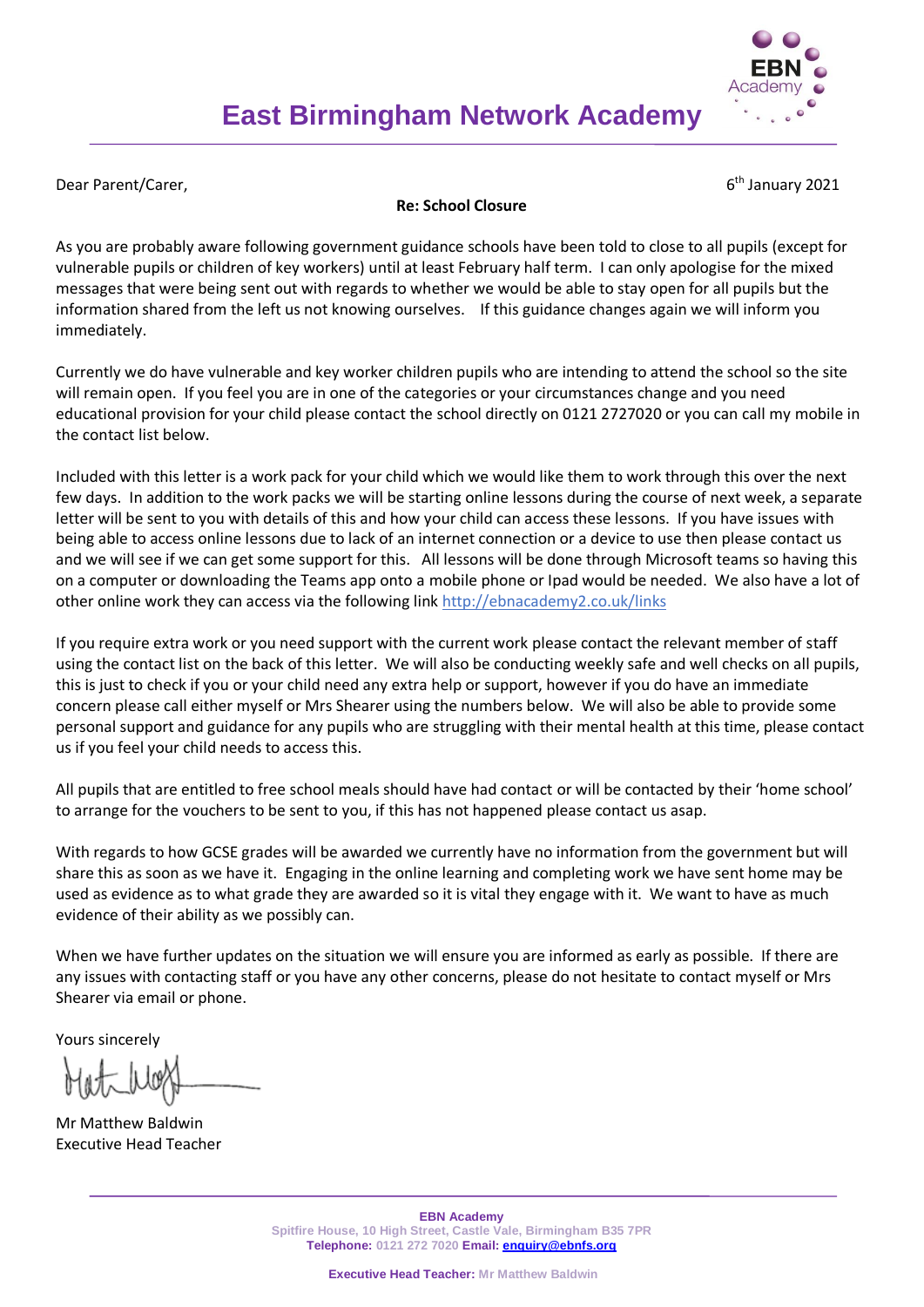# East Birmingham Network Academy

Dear Parent/Carer,

6th January 2021

**Re: School Closure**

As you are probably aware following government guidance schools have been told to close to all pupils (except for vulnerable pupils or children of key workers) until at least February half term. I can only apologise for the mixed messages that were being sent out with regards to whether we would be able to stay open for all pupils but the information shared from the left us not knowing ourselves. If this guidance changes again we will inform you immediately.

Currently we do have vulnerable and key worker children pupils who are intending to attend the school so the site will remain open. If you feel you are in one of the categories or your circumstances change and you need educational provision for your child please contact the school directly on 0121 2727020 or you can call my mobile in the contact list below.

Included with this letter is a work pack for your child which we would like them to work through this over the next few days. In addition to the work packs we will be starting online lessons during the course of next week, a separate letter will be sent to you with details of this and how your child can access these lessons. If you have issues with being able to access online lessons due to lack of an internet connection or a device to use then please contact us and we will see if we can get some support for this. All lessons will be done through Microsoft teams so having this on a computer or downloading the Teams app onto a mobile phone or Ipad would be needed. We also have a lot of other online work they can access via the following link http://ebnacademy2.co.uk/links

If you require extra work or you need support with the current work please contact the relevant member of staff using the contact list on the back of this letter. We will also be conducting weekly safe and well checks on all pupils, this is just to check if you or your child need any extra help or support, however if you do have an immediate concern please call either myself or Mrs Shearer using the numbers below. We will also be able to provide some personal support and guidance for any pupils who are struggling with their mental health at this time, please contact us if you feel your child needs to access this.

All pupils that are entitled to free school meals should have had contact or will be contacted by their 'home school' to arrange for the vouchers to be sent to you, if this has not happened please contact us asap.

With regards to how GCSE grades will be awarded we currently have no information from the government but will share this as soon as we have it. Engaging in the online learning and completing work we have sent home may be used as evidence as to what grade they are awarded so it is vital they engage with it. We want to have as much evidence of their ability as we possibly can.

When we have further updates on the situation we will ensure you are informed as early as possible. If there are any issues with contacting staff or you have any other concerns, please do not hesitate to contact myself or Mrs Shearer via email or phone.

Yours sincerely

Mr Matthew Baldwin
Executive Head Teacher

**EBN Academy**
Spitfire House, 10 High Street, Castle Vale, Birmingham B35 7PR
**Telephone:** 0121 272 7020 **Email:** enquiry@ebnfs.org

**Executive Head Teacher:** Mr Matthew Baldwin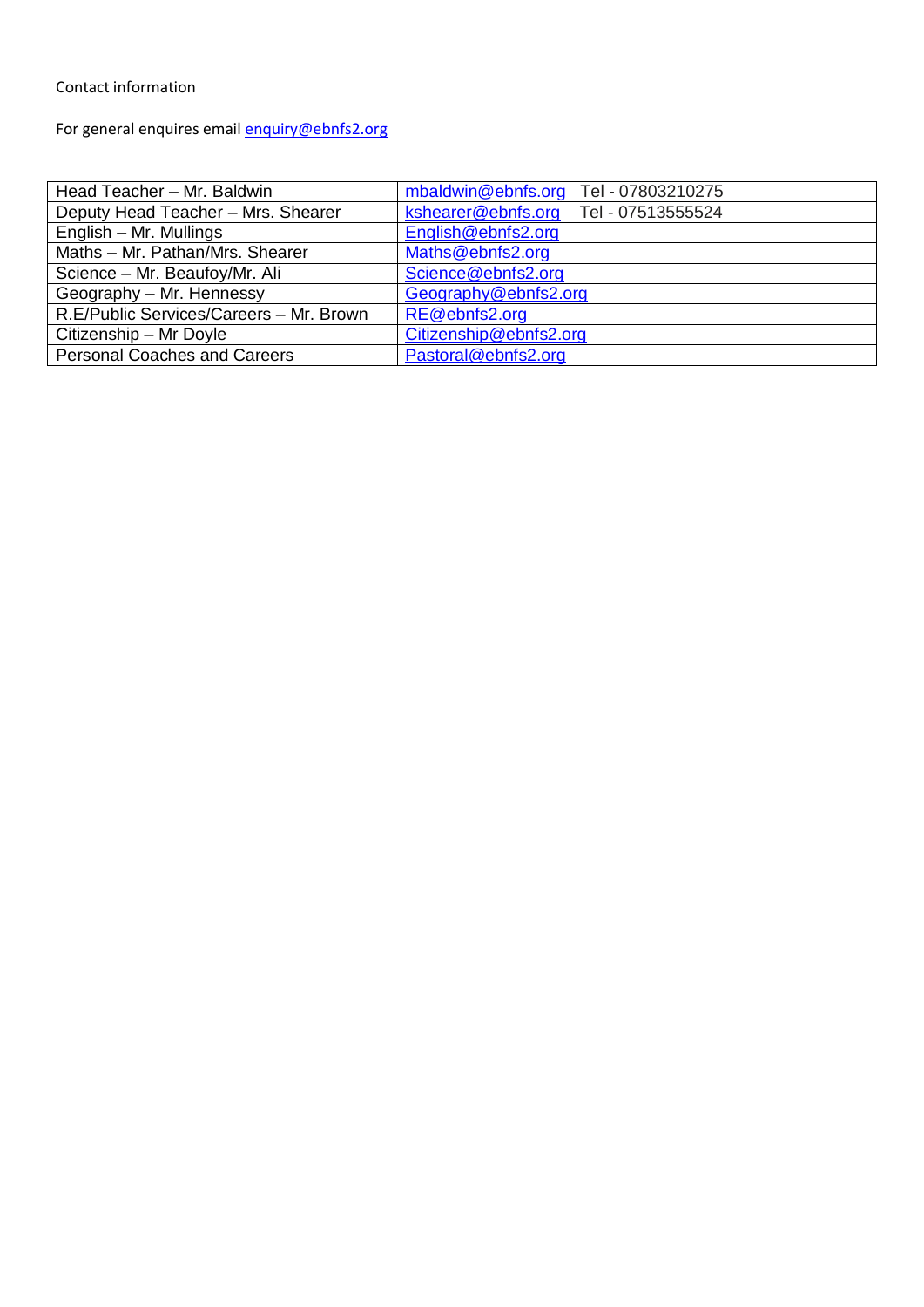Contact information

For general enquires email enquiry@ebnfs2.org

| | |
|---|---|
| Head Teacher – Mr. Baldwin | mbaldwin@ebnfs.org Tel - 07803210275 |
| Deputy Head Teacher – Mrs. Shearer | kshearer@ebnfs.org Tel - 07513555524 |
| English – Mr. Mullings | English@ebnfs2.org |
| Maths – Mr. Pathan/Mrs. Shearer | Maths@ebnfs2.org |
| Science – Mr. Beaufoy/Mr. Ali | Science@ebnfs2.org |
| Geography – Mr. Hennessy | Geography@ebnfs2.org |
| R.E/Public Services/Careers – Mr. Brown | RE@ebnfs2.org |
| Citizenship – Mr Doyle | Citizenship@ebnfs2.org |
| Personal Coaches and Careers | Pastoral@ebnfs2.org |